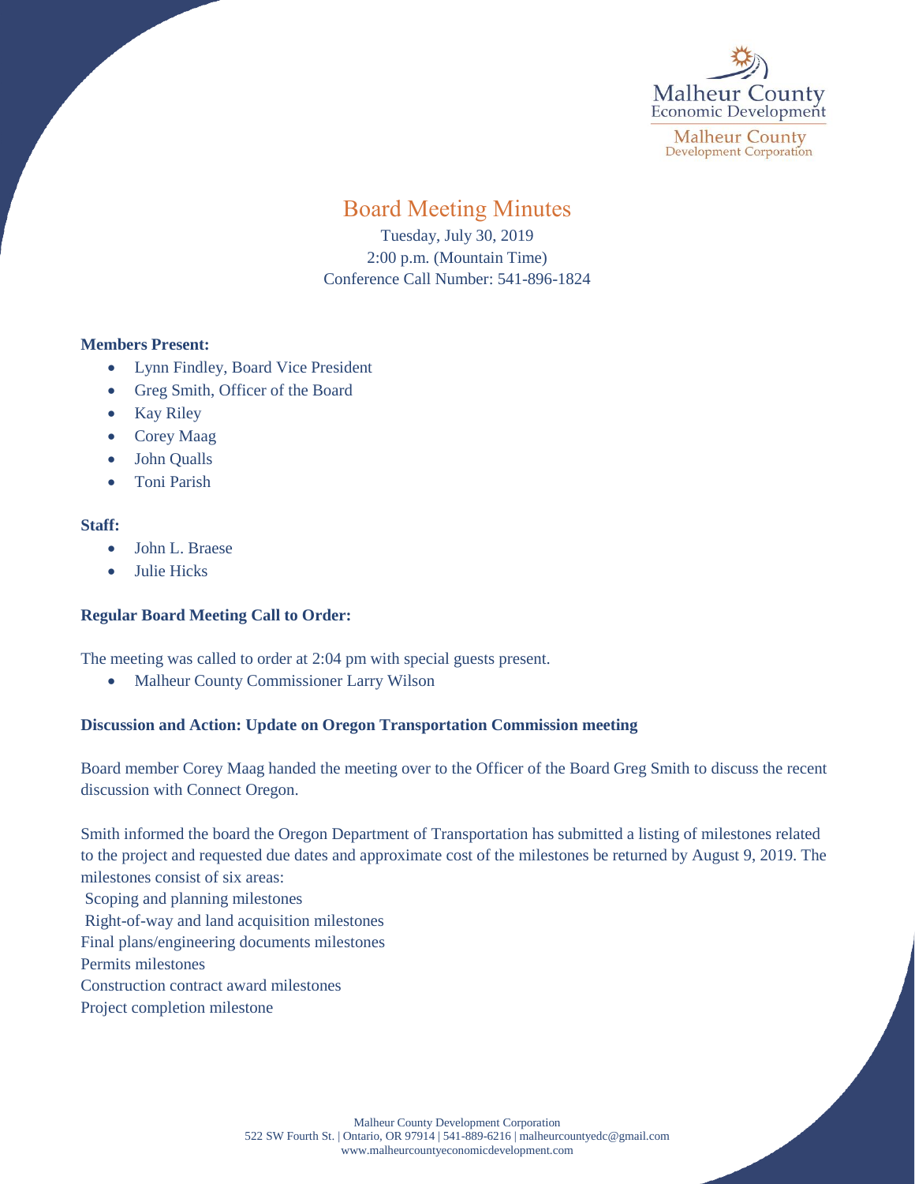Malheur County
Economic Development

Malheur County
Development Corporation

# Board Meeting Minutes

Tuesday, July 30, 2019
2:00 p.m. (Mountain Time)
Conference Call Number: 541-896-1824

**Members Present:**

- Lynn Findley, Board Vice President
- Greg Smith, Officer of the Board
- Kay Riley
- Corey Maag
- John Qualls
- Toni Parish

**Staff:**

- John L. Braese
- Julie Hicks

**Regular Board Meeting Call to Order:**

The meeting was called to order at 2:04 pm with special guests present.

- Malheur County Commissioner Larry Wilson

**Discussion and Action: Update on Oregon Transportation Commission meeting**

Board member Corey Maag handed the meeting over to the Officer of the Board Greg Smith to discuss the recent discussion with Connect Oregon.

Smith informed the board the Oregon Department of Transportation has submitted a listing of milestones related to the project and requested due dates and approximate cost of the milestones be returned by August 9, 2019. The milestones consist of six areas:

Scoping and planning milestones
Right-of-way and land acquisition milestones
Final plans/engineering documents milestones
Permits milestones
Construction contract award milestones
Project completion milestone

Malheur County Development Corporation
522 SW Fourth St. | Ontario, OR 97914 | 541-889-6216 | malheurcountyedc@gmail.com
www.malheurcountyeconomicdevelopment.com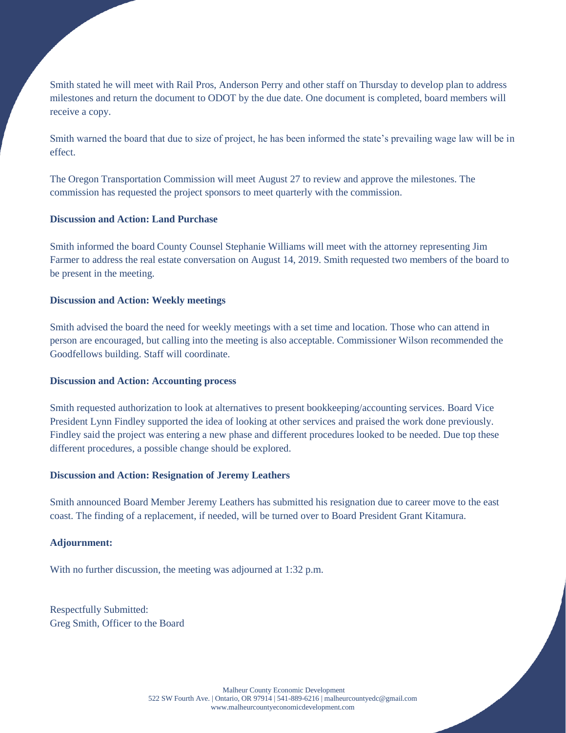Smith stated he will meet with Rail Pros, Anderson Perry and other staff on Thursday to develop plan to address milestones and return the document to ODOT by the due date. One document is completed, board members will receive a copy.

Smith warned the board that due to size of project, he has been informed the state's prevailing wage law will be in effect.

The Oregon Transportation Commission will meet August 27 to review and approve the milestones. The commission has requested the project sponsors to meet quarterly with the commission.

**Discussion and Action: Land Purchase**

Smith informed the board County Counsel Stephanie Williams will meet with the attorney representing Jim Farmer to address the real estate conversation on August 14, 2019. Smith requested two members of the board to be present in the meeting.

**Discussion and Action: Weekly meetings**

Smith advised the board the need for weekly meetings with a set time and location. Those who can attend in person are encouraged, but calling into the meeting is also acceptable. Commissioner Wilson recommended the Goodfellows building. Staff will coordinate.

**Discussion and Action: Accounting process**

Smith requested authorization to look at alternatives to present bookkeeping/accounting services. Board Vice President Lynn Findley supported the idea of looking at other services and praised the work done previously. Findley said the project was entering a new phase and different procedures looked to be needed. Due top these different procedures, a possible change should be explored.

**Discussion and Action: Resignation of Jeremy Leathers**

Smith announced Board Member Jeremy Leathers has submitted his resignation due to career move to the east coast. The finding of a replacement, if needed, will be turned over to Board President Grant Kitamura.

**Adjournment:**

With no further discussion, the meeting was adjourned at 1:32 p.m.

Respectfully Submitted:
Greg Smith, Officer to the Board

Malheur County Economic Development
522 SW Fourth Ave. | Ontario, OR 97914 | 541-889-6216 | malheurcountyedc@gmail.com
www.malheurcountyeconomicdevelopment.com